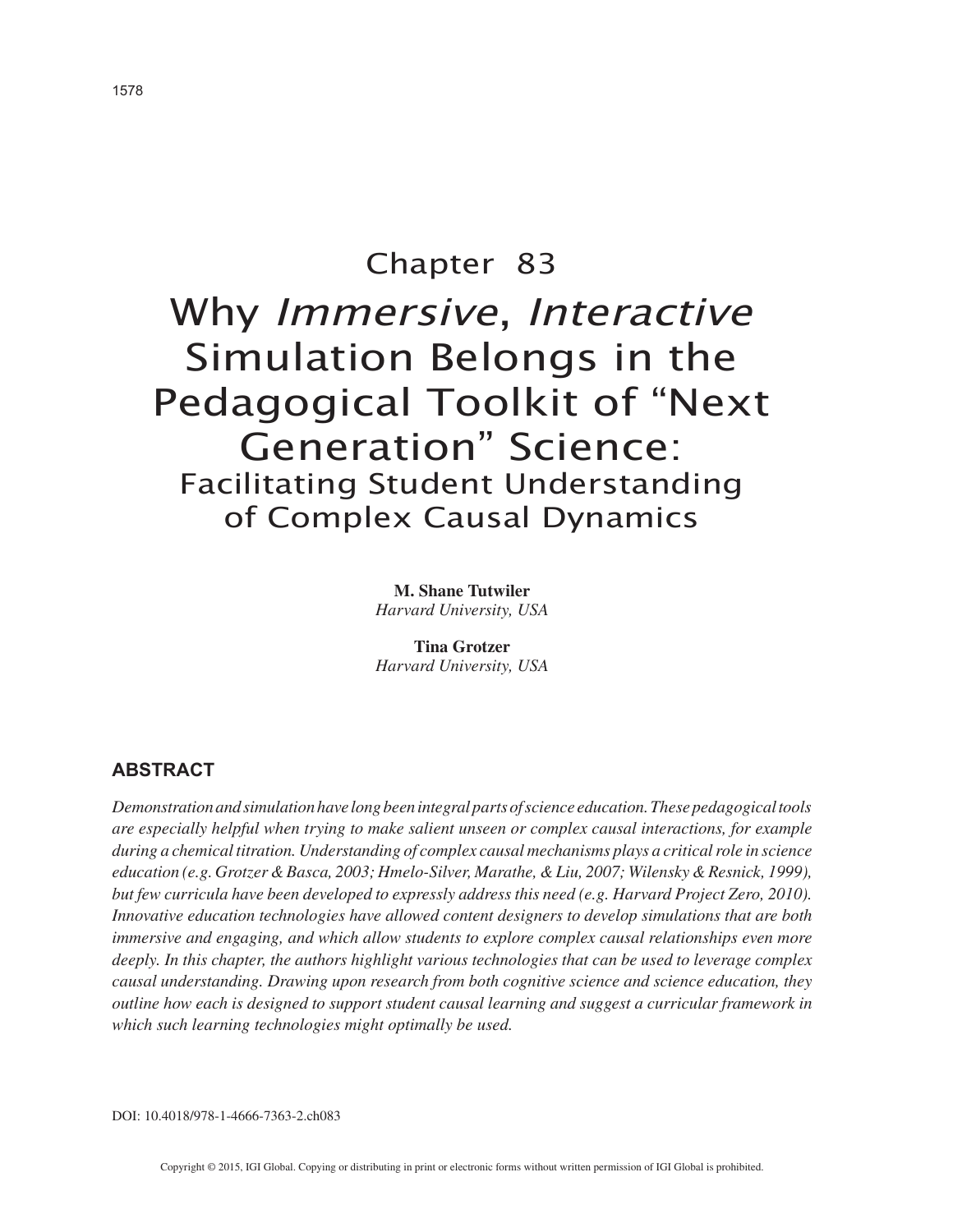# Chapter 83

# Why *Immersive*, *Interactive* Simulation Belongs in the Pedagogical Toolkit of "Next Generation" Science:

## Facilitating Student Understanding of Complex Causal Dynamics

**M. Shane Tutwiler**
*Harvard University, USA*

**Tina Grotzer**
*Harvard University, USA*

### ABSTRACT

*Demonstration and simulation have long been integral parts of science education. These pedagogical tools are especially helpful when trying to make salient unseen or complex causal interactions, for example during a chemical titration. Understanding of complex causal mechanisms plays a critical role in science education (e.g. Grotzer & Basca, 2003; Hmelo-Silver, Marathe, & Liu, 2007; Wilensky & Resnick, 1999), but few curricula have been developed to expressly address this need (e.g. Harvard Project Zero, 2010). Innovative education technologies have allowed content designers to develop simulations that are both immersive and engaging, and which allow students to explore complex causal relationships even more deeply. In this chapter, the authors highlight various technologies that can be used to leverage complex causal understanding. Drawing upon research from both cognitive science and science education, they outline how each is designed to support student causal learning and suggest a curricular framework in which such learning technologies might optimally be used.*

DOI: 10.4018/978-1-4666-7363-2.ch083

Copyright © 2015, IGI Global. Copying or distributing in print or electronic forms without written permission of IGI Global is prohibited.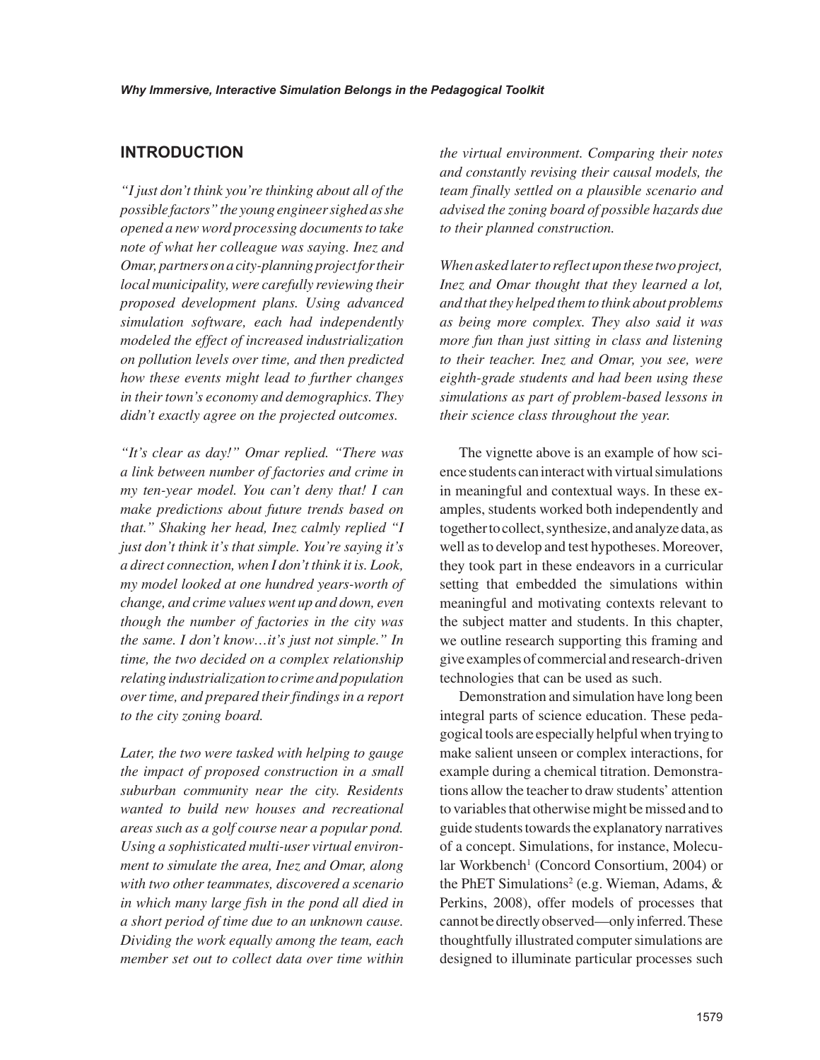## INTRODUCTION

*"I just don't think you're thinking about all of the possible factors" the young engineer sighed as she opened a new word processing documents to take note of what her colleague was saying. Inez and Omar, partners on a city-planning project for their local municipality, were carefully reviewing their proposed development plans. Using advanced simulation software, each had independently modeled the effect of increased industrialization on pollution levels over time, and then predicted how these events might lead to further changes in their town's economy and demographics. They didn't exactly agree on the projected outcomes.*

*"It's clear as day!" Omar replied. "There was a link between number of factories and crime in my ten-year model. You can't deny that! I can make predictions about future trends based on that." Shaking her head, Inez calmly replied "I just don't think it's that simple. You're saying it's a direct connection, when I don't think it is. Look, my model looked at one hundred years-worth of change, and crime values went up and down, even though the number of factories in the city was the same. I don't know…it's just not simple." In time, the two decided on a complex relationship relating industrialization to crime and population over time, and prepared their findings in a report to the city zoning board.*

*Later, the two were tasked with helping to gauge the impact of proposed construction in a small suburban community near the city. Residents wanted to build new houses and recreational areas such as a golf course near a popular pond. Using a sophisticated multi-user virtual environment to simulate the area, Inez and Omar, along with two other teammates, discovered a scenario in which many large fish in the pond all died in a short period of time due to an unknown cause. Dividing the work equally among the team, each member set out to collect data over time within the virtual environment. Comparing their notes and constantly revising their causal models, the team finally settled on a plausible scenario and advised the zoning board of possible hazards due to their planned construction.*

*When asked later to reflect upon these two project, Inez and Omar thought that they learned a lot, and that they helped them to think about problems as being more complex. They also said it was more fun than just sitting in class and listening to their teacher. Inez and Omar, you see, were eighth-grade students and had been using these simulations as part of problem-based lessons in their science class throughout the year.*

The vignette above is an example of how science students can interact with virtual simulations in meaningful and contextual ways. In these examples, students worked both independently and together to collect, synthesize, and analyze data, as well as to develop and test hypotheses. Moreover, they took part in these endeavors in a curricular setting that embedded the simulations within meaningful and motivating contexts relevant to the subject matter and students. In this chapter, we outline research supporting this framing and give examples of commercial and research-driven technologies that can be used as such.

Demonstration and simulation have long been integral parts of science education. These pedagogical tools are especially helpful when trying to make salient unseen or complex interactions, for example during a chemical titration. Demonstrations allow the teacher to draw students' attention to variables that otherwise might be missed and to guide students towards the explanatory narratives of a concept. Simulations, for instance, Molecular Workbench[1] (Concord Consortium, 2004) or the PhET Simulations[2] (e.g. Wieman, Adams, & Perkins, 2008), offer models of processes that cannot be directly observed—only inferred. These thoughtfully illustrated computer simulations are designed to illuminate particular processes such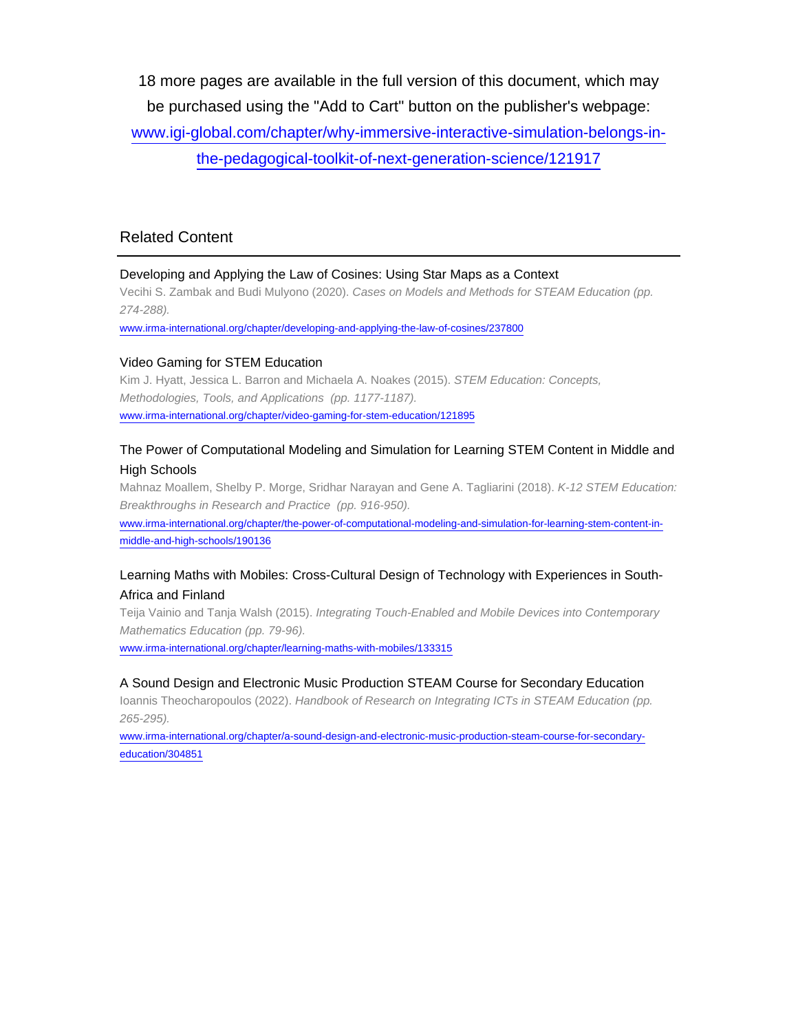18 more pages are available in the full version of this document, which may be purchased using the "Add to Cart" button on the publisher's webpage: www.igi-global.com/chapter/why-immersive-interactive-simulation-belongs-in-the-pedagogical-toolkit-of-next-generation-science/121917

## Related Content

### Developing and Applying the Law of Cosines: Using Star Maps as a Context

Vecihi S. Zambak and Budi Mulyono (2020). *Cases on Models and Methods for STEAM Education (pp. 274-288).*

www.irma-international.org/chapter/developing-and-applying-the-law-of-cosines/237800

### Video Gaming for STEM Education

Kim J. Hyatt, Jessica L. Barron and Michaela A. Noakes (2015). *STEM Education: Concepts, Methodologies, Tools, and Applications (pp. 1177-1187).*

www.irma-international.org/chapter/video-gaming-for-stem-education/121895

### The Power of Computational Modeling and Simulation for Learning STEM Content in Middle and High Schools

Mahnaz Moallem, Shelby P. Morge, Sridhar Narayan and Gene A. Tagliarini (2018). *K-12 STEM Education: Breakthroughs in Research and Practice (pp. 916-950).*

www.irma-international.org/chapter/the-power-of-computational-modeling-and-simulation-for-learning-stem-content-in-middle-and-high-schools/190136

### Learning Maths with Mobiles: Cross-Cultural Design of Technology with Experiences in South-Africa and Finland

Teija Vainio and Tanja Walsh (2015). *Integrating Touch-Enabled and Mobile Devices into Contemporary Mathematics Education (pp. 79-96).*

www.irma-international.org/chapter/learning-maths-with-mobiles/133315

### A Sound Design and Electronic Music Production STEAM Course for Secondary Education

Ioannis Theocharopoulos (2022). *Handbook of Research on Integrating ICTs in STEAM Education (pp. 265-295).*

www.irma-international.org/chapter/a-sound-design-and-electronic-music-production-steam-course-for-secondary-education/304851